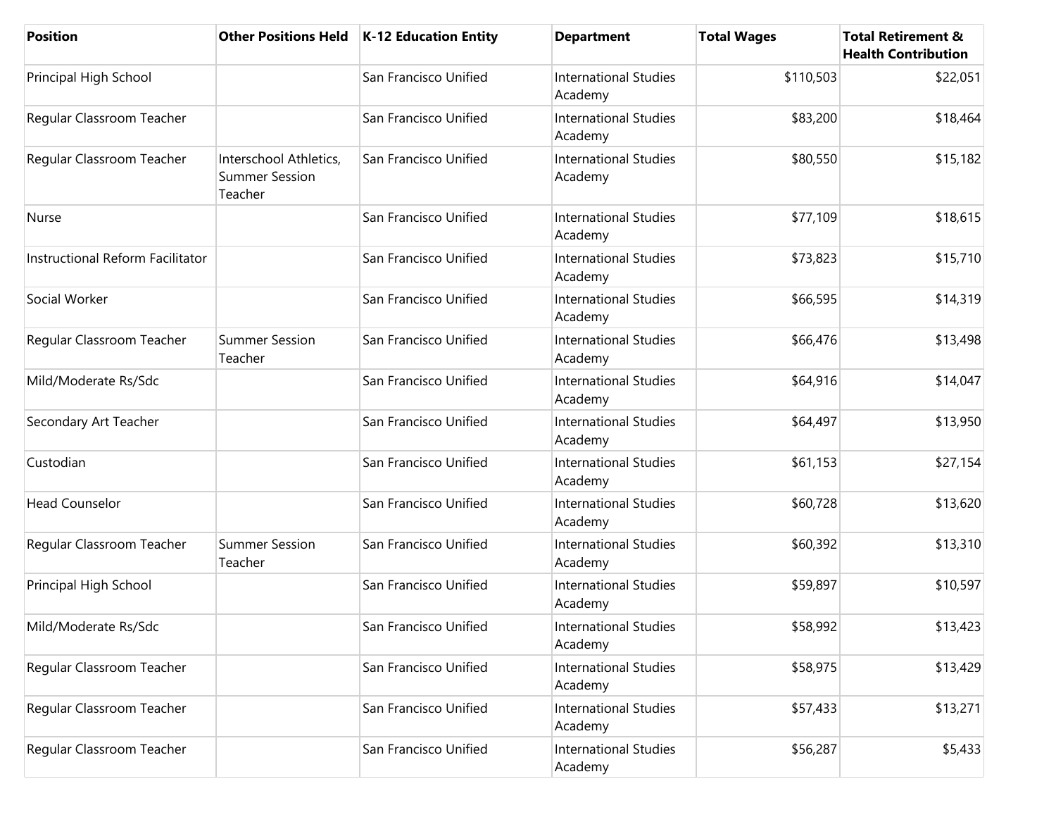| Position | Other Positions Held | K-12 Education Entity | Department | Total Wages | Total Retirement & Health Contribution |
|---|---|---|---|---|---|
| Principal High School | | San Francisco Unified | International Studies Academy | $110,503 | $22,051 |
| Regular Classroom Teacher | | San Francisco Unified | International Studies Academy | $83,200 | $18,464 |
| Regular Classroom Teacher | Interschool Athletics, Summer Session Teacher | San Francisco Unified | International Studies Academy | $80,550 | $15,182 |
| Nurse | | San Francisco Unified | International Studies Academy | $77,109 | $18,615 |
| Instructional Reform Facilitator | | San Francisco Unified | International Studies Academy | $73,823 | $15,710 |
| Social Worker | | San Francisco Unified | International Studies Academy | $66,595 | $14,319 |
| Regular Classroom Teacher | Summer Session Teacher | San Francisco Unified | International Studies Academy | $66,476 | $13,498 |
| Mild/Moderate Rs/Sdc | | San Francisco Unified | International Studies Academy | $64,916 | $14,047 |
| Secondary Art Teacher | | San Francisco Unified | International Studies Academy | $64,497 | $13,950 |
| Custodian | | San Francisco Unified | International Studies Academy | $61,153 | $27,154 |
| Head Counselor | | San Francisco Unified | International Studies Academy | $60,728 | $13,620 |
| Regular Classroom Teacher | Summer Session Teacher | San Francisco Unified | International Studies Academy | $60,392 | $13,310 |
| Principal High School | | San Francisco Unified | International Studies Academy | $59,897 | $10,597 |
| Mild/Moderate Rs/Sdc | | San Francisco Unified | International Studies Academy | $58,992 | $13,423 |
| Regular Classroom Teacher | | San Francisco Unified | International Studies Academy | $58,975 | $13,429 |
| Regular Classroom Teacher | | San Francisco Unified | International Studies Academy | $57,433 | $13,271 |
| Regular Classroom Teacher | | San Francisco Unified | International Studies Academy | $56,287 | $5,433 |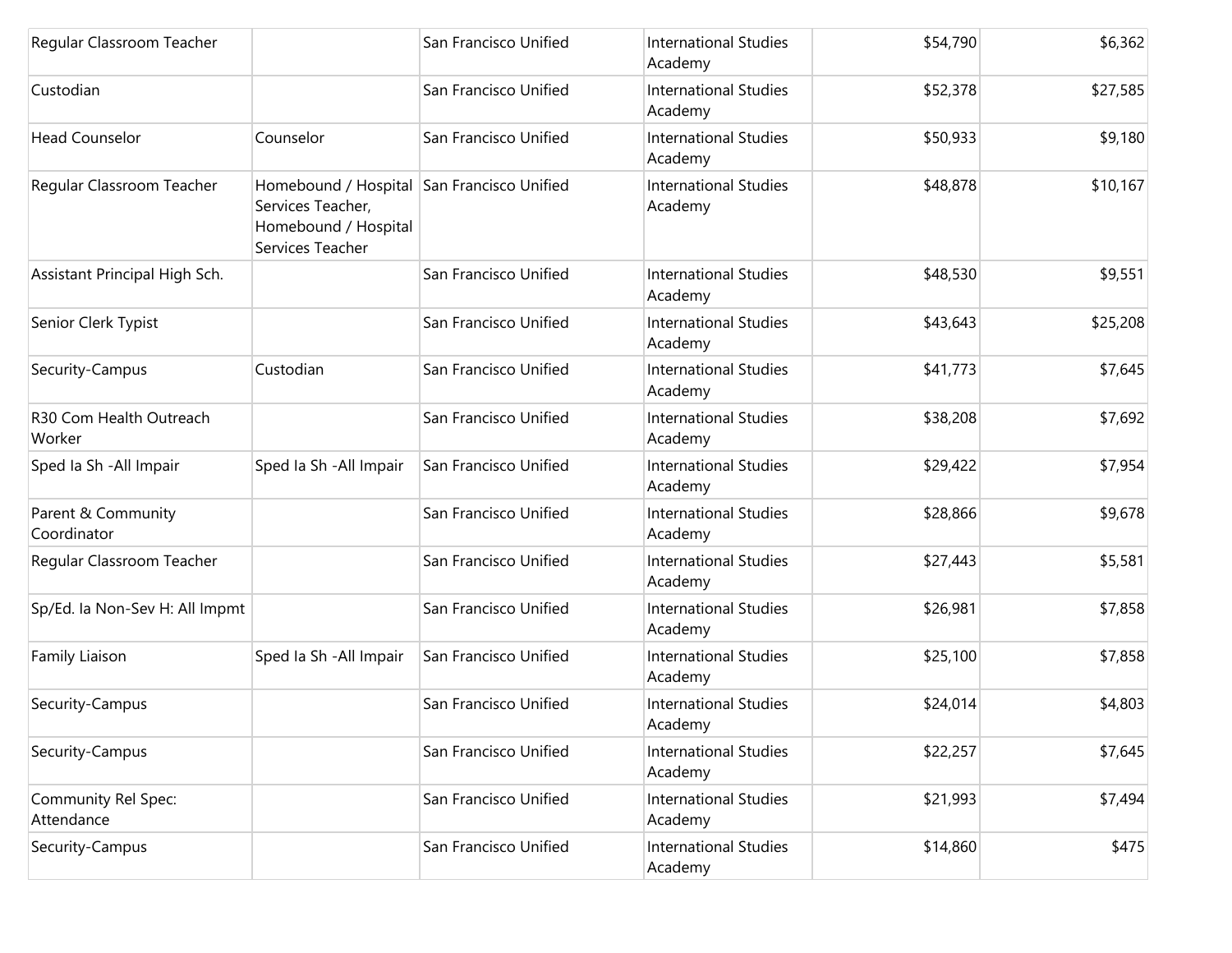| | | | | | |
|---|---|---|---|---|---|
| Regular Classroom Teacher | | San Francisco Unified | International Studies Academy | $54,790 | $6,362 |
| Custodian | | San Francisco Unified | International Studies Academy | $52,378 | $27,585 |
| Head Counselor | Counselor | San Francisco Unified | International Studies Academy | $50,933 | $9,180 |
| Regular Classroom Teacher | Homebound / Hospital Services Teacher, Homebound / Hospital Services Teacher | San Francisco Unified | International Studies Academy | $48,878 | $10,167 |
| Assistant Principal High Sch. | | San Francisco Unified | International Studies Academy | $48,530 | $9,551 |
| Senior Clerk Typist | | San Francisco Unified | International Studies Academy | $43,643 | $25,208 |
| Security-Campus | Custodian | San Francisco Unified | International Studies Academy | $41,773 | $7,645 |
| R30 Com Health Outreach Worker | | San Francisco Unified | International Studies Academy | $38,208 | $7,692 |
| Sped Ia Sh -All Impair | Sped Ia Sh -All Impair | San Francisco Unified | International Studies Academy | $29,422 | $7,954 |
| Parent & Community Coordinator | | San Francisco Unified | International Studies Academy | $28,866 | $9,678 |
| Regular Classroom Teacher | | San Francisco Unified | International Studies Academy | $27,443 | $5,581 |
| Sp/Ed. Ia Non-Sev H: All Impmt | | San Francisco Unified | International Studies Academy | $26,981 | $7,858 |
| Family Liaison | Sped Ia Sh -All Impair | San Francisco Unified | International Studies Academy | $25,100 | $7,858 |
| Security-Campus | | San Francisco Unified | International Studies Academy | $24,014 | $4,803 |
| Security-Campus | | San Francisco Unified | International Studies Academy | $22,257 | $7,645 |
| Community Rel Spec: Attendance | | San Francisco Unified | International Studies Academy | $21,993 | $7,494 |
| Security-Campus | | San Francisco Unified | International Studies Academy | $14,860 | $475 |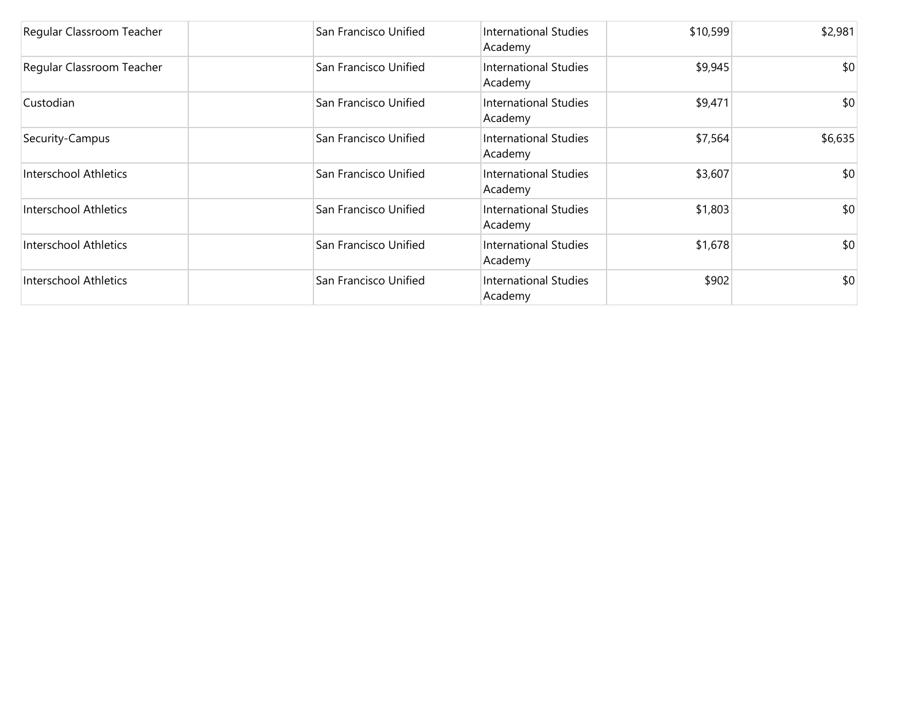| | | | | | |
|---|---|---|---|---|---|
| Regular Classroom Teacher | | San Francisco Unified | International Studies Academy | $10,599 | $2,981 |
| Regular Classroom Teacher | | San Francisco Unified | International Studies Academy | $9,945 | $0 |
| Custodian | | San Francisco Unified | International Studies Academy | $9,471 | $0 |
| Security-Campus | | San Francisco Unified | International Studies Academy | $7,564 | $6,635 |
| Interschool Athletics | | San Francisco Unified | International Studies Academy | $3,607 | $0 |
| Interschool Athletics | | San Francisco Unified | International Studies Academy | $1,803 | $0 |
| Interschool Athletics | | San Francisco Unified | International Studies Academy | $1,678 | $0 |
| Interschool Athletics | | San Francisco Unified | International Studies Academy | $902 | $0 |